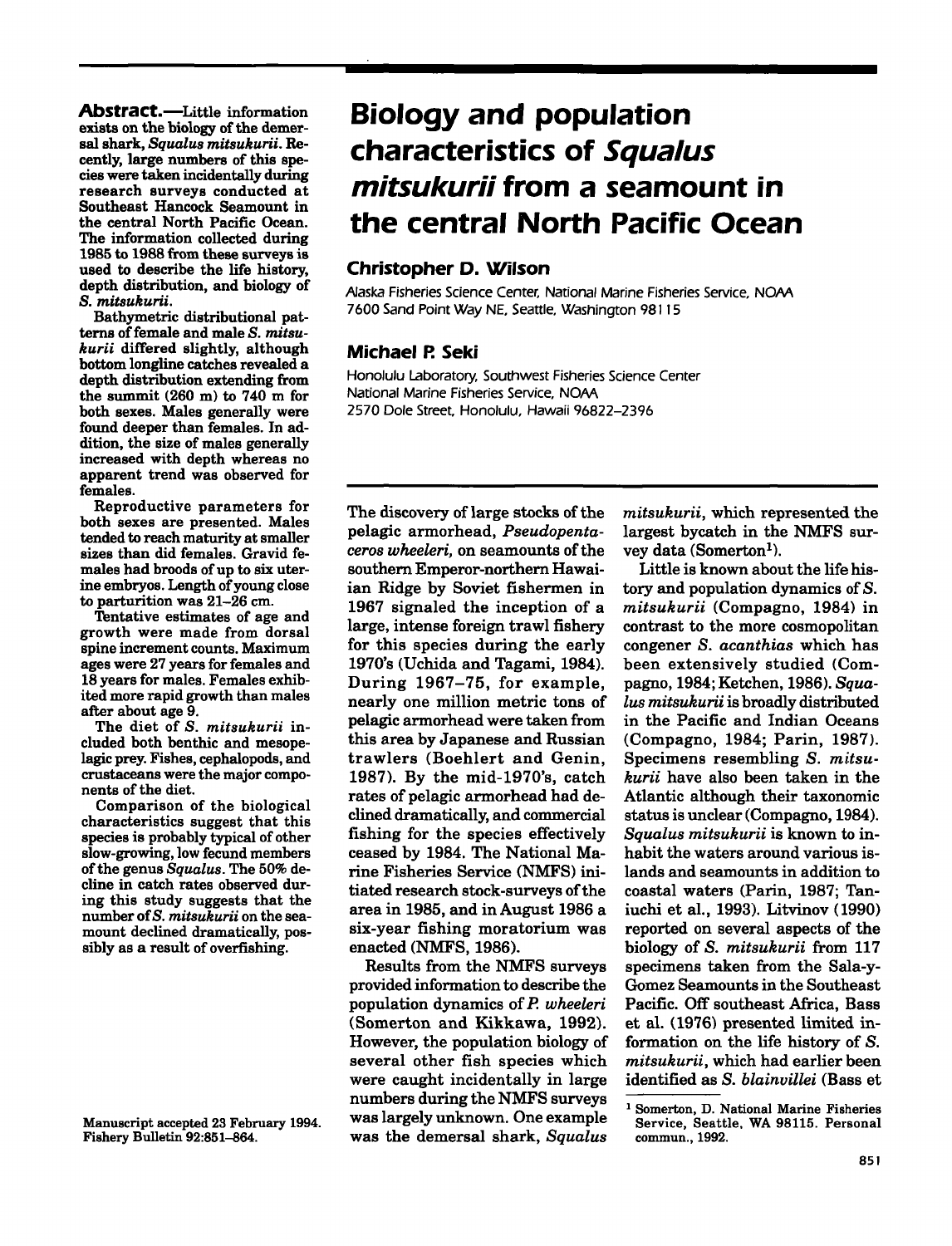# Biology and population characteristics of *Squalus mitsukurii* from a seamount in the central North Pacific Ocean

### Christopher D. Wilson

Alaska Fisheries Science Center, National Marine Fisheries Service, NOAA
7600 Sand Point Way NE, Seattle, Washington 98115

### Michael P. Seki

Honolulu Laboratory, Southwest Fisheries Science Center
National Marine Fisheries Service, NOAA
2570 Dole Street, Honolulu, Hawaii 96822–2396

**Abstract.**—Little information exists on the biology of the demersal shark, *Squalus mitsukurii*. Recently, large numbers of this species were taken incidentally during research surveys conducted at Southeast Hancock Seamount in the central North Pacific Ocean. The information collected during 1985 to 1988 from these surveys is used to describe the life history, depth distribution, and biology of *S. mitsukurii*.

Bathymetric distributional patterns of female and male *S. mitsukurii* differed slightly, although bottom longline catches revealed a depth distribution extending from the summit (260 m) to 740 m for both sexes. Males generally were found deeper than females. In addition, the size of males generally increased with depth whereas no apparent trend was observed for females.

Reproductive parameters for both sexes are presented. Males tended to reach maturity at smaller sizes than did females. Gravid females had broods of up to six uterine embryos. Length of young close to parturition was 21–26 cm.

Tentative estimates of age and growth were made from dorsal spine increment counts. Maximum ages were 27 years for females and 18 years for males. Females exhibited more rapid growth than males after about age 9.

The diet of *S. mitsukurii* included both benthic and mesopelagic prey. Fishes, cephalopods, and crustaceans were the major components of the diet.

Comparison of the biological characteristics suggest that this species is probably typical of other slow-growing, low fecund members of the genus *Squalus*. The 50% decline in catch rates observed during this study suggests that the number of *S. mitsukurii* on the seamount declined dramatically, possibly as a result of overfishing.

Manuscript accepted 23 February 1994.
Fishery Bulletin 92:851–864.

The discovery of large stocks of the pelagic armorhead, *Pseudopentaceros wheeleri*, on seamounts of the southern Emperor-northern Hawaiian Ridge by Soviet fishermen in 1967 signaled the inception of a large, intense foreign trawl fishery for this species during the early 1970's (Uchida and Tagami, 1984). During 1967–75, for example, nearly one million metric tons of pelagic armorhead were taken from this area by Japanese and Russian trawlers (Boehlert and Genin, 1987). By the mid-1970's, catch rates of pelagic armorhead had declined dramatically, and commercial fishing for the species effectively ceased by 1984. The National Marine Fisheries Service (NMFS) initiated research stock-surveys of the area in 1985, and in August 1986 a six-year fishing moratorium was enacted (NMFS, 1986).

Results from the NMFS surveys provided information to describe the population dynamics of *P. wheeleri* (Somerton and Kikkawa, 1992). However, the population biology of several other fish species which were caught incidentally in large numbers during the NMFS surveys was largely unknown. One example was the demersal shark, *Squalus mitsukurii*, which represented the largest bycatch in the NMFS survey data (Somerton[1]).

Little is known about the life history and population dynamics of *S. mitsukurii* (Compagno, 1984) in contrast to the more cosmopolitan congener *S. acanthias* which has been extensively studied (Compagno, 1984; Ketchen, 1986). *Squalus mitsukurii* is broadly distributed in the Pacific and Indian Oceans (Compagno, 1984; Parin, 1987). Specimens resembling *S. mitsukurii* have also been taken in the Atlantic although their taxonomic status is unclear (Compagno, 1984). *Squalus mitsukurii* is known to inhabit the waters around various islands and seamounts in addition to coastal waters (Parin, 1987; Taniuchi et al., 1993). Litvinov (1990) reported on several aspects of the biology of *S. mitsukurii* from 117 specimens taken from the Sala-y-Gomez Seamounts in the Southeast Pacific. Off southeast Africa, Bass et al. (1976) presented limited information on the life history of *S. mitsukurii*, which had earlier been identified as *S. blainvillei* (Bass et

[1] Somerton, D. National Marine Fisheries Service, Seattle, WA 98115. Personal commun., 1992.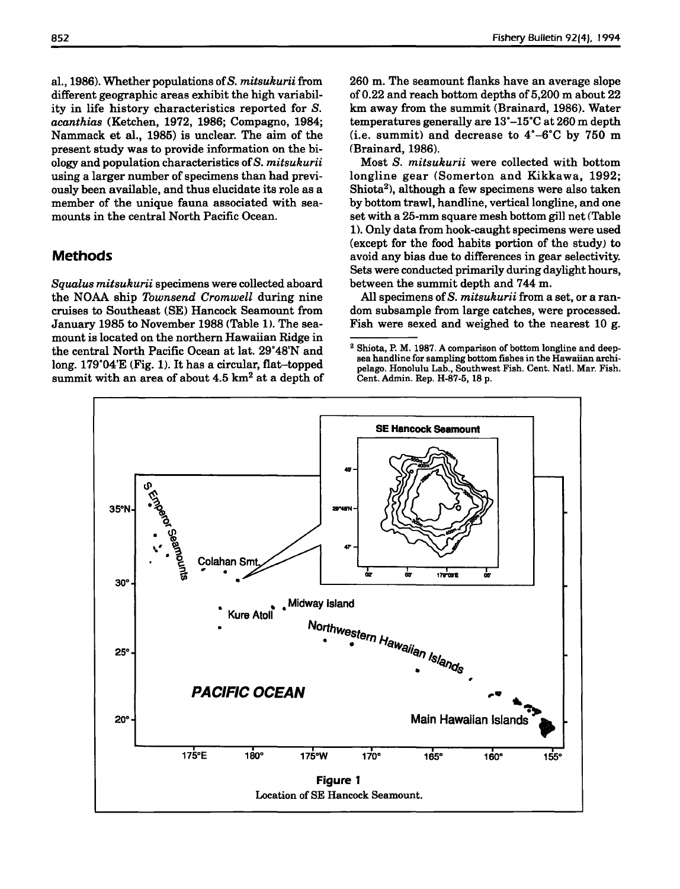al., 1986). Whether populations of *S. mitsukurii* from different geographic areas exhibit the high variability in life history characteristics reported for *S. acanthias* (Ketchen, 1972, 1986; Compagno, 1984; Nammack et al., 1985) is unclear. The aim of the present study was to provide information on the biology and population characteristics of *S. mitsukurii* using a larger number of specimens than had previously been available, and thus elucidate its role as a member of the unique fauna associated with seamounts in the central North Pacific Ocean.

## Methods

*Squalus mitsukurii* specimens were collected aboard the NOAA ship *Townsend Cromwell* during nine cruises to Southeast (SE) Hancock Seamount from January 1985 to November 1988 (Table 1). The seamount is located on the northern Hawaiian Ridge in the central North Pacific Ocean at lat. 29°48'N and long. 179°04'E (Fig. 1). It has a circular, flat-topped summit with an area of about 4.5 km$^2$ at a depth of 260 m. The seamount flanks have an average slope of 0.22 and reach bottom depths of 5,200 m about 22 km away from the summit (Brainard, 1986). Water temperatures generally are 13°–15°C at 260 m depth (i.e. summit) and decrease to 4°–6°C by 750 m (Brainard, 1986).

Most *S. mitsukurii* were collected with bottom longline gear (Somerton and Kikkawa, 1992; Shiota[2]), although a few specimens were also taken by bottom trawl, handline, vertical longline, and one set with a 25-mm square mesh bottom gill net (Table 1). Only data from hook-caught specimens were used (except for the food habits portion of the study) to avoid any bias due to differences in gear selectivity. Sets were conducted primarily during daylight hours, between the summit depth and 744 m.

All specimens of *S. mitsukurii* from a set, or a random subsample from large catches, were processed. Fish were sexed and weighed to the nearest 10 g.

[2] Shiota, P. M. 1987. A comparison of bottom longline and deep-sea handline for sampling bottom fishes in the Hawaiian archipelago. Honolulu Lab., Southwest Fish. Cent. Natl. Mar. Fish. Cent. Admin. Rep. H-87-5, 18 p.

**Figure 1**
Location of SE Hancock Seamount.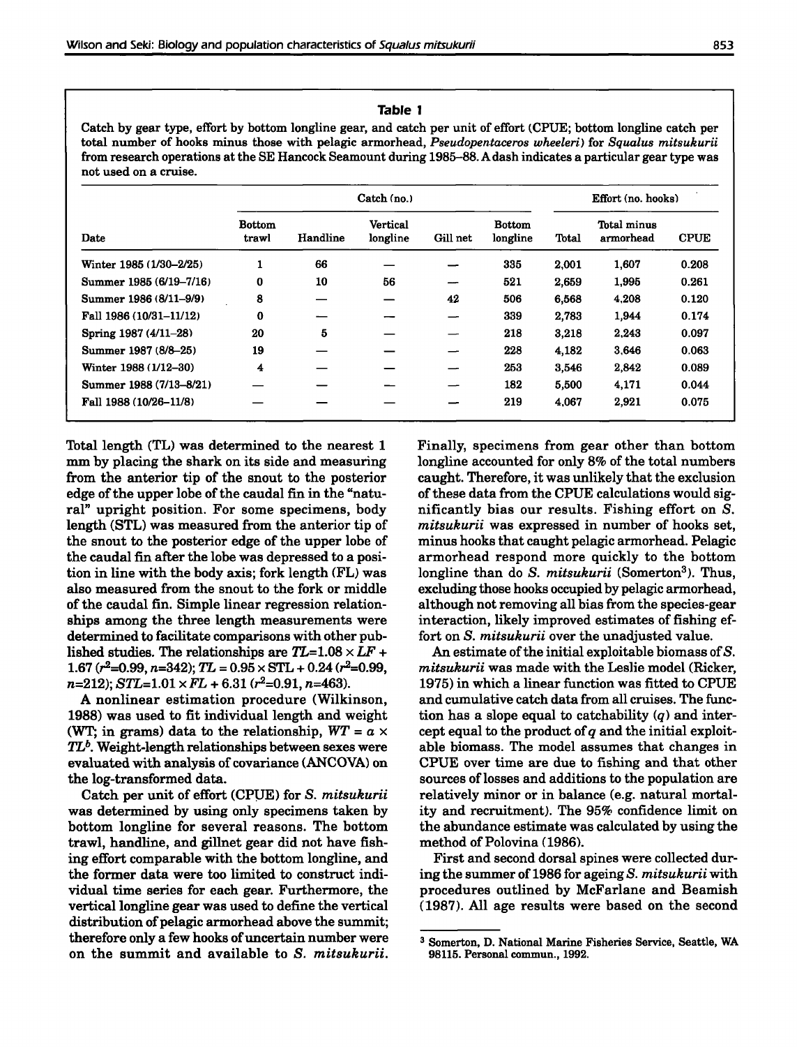**Table 1**

Catch by gear type, effort by bottom longline gear, and catch per unit of effort (CPUE; bottom longline catch per total number of hooks minus those with pelagic armorhead, *Pseudopentaceros wheeleri*) for *Squalus mitsukurii* from research operations at the SE Hancock Seamount during 1985–88. A dash indicates a particular gear type was not used on a cruise.

| Date | Catch (no.) | | | | | Effort (no. hooks) | | |
|---|---|---|---|---|---|---|---|---|
| | Bottom trawl | Handline | Vertical longline | Gill net | Bottom longline | Total | Total minus armorhead | CPUE |
| Winter 1985 (1/30–2/25) | 1 | 66 | — | — | 335 | 2,001 | 1,607 | 0.208 |
| Summer 1985 (6/19–7/16) | 0 | 10 | 56 | — | 521 | 2,659 | 1,995 | 0.261 |
| Summer 1986 (8/11–9/9) | 8 | — | — | 42 | 506 | 6,568 | 4,208 | 0.120 |
| Fall 1986 (10/31–11/12) | 0 | — | — | — | 339 | 2,783 | 1,944 | 0.174 |
| Spring 1987 (4/11–28) | 20 | 5 | — | — | 218 | 3,218 | 2,243 | 0.097 |
| Summer 1987 (8/8–25) | 19 | — | — | — | 228 | 4,182 | 3,646 | 0.063 |
| Winter 1988 (1/12–30) | 4 | — | — | — | 253 | 3,546 | 2,842 | 0.089 |
| Summer 1988 (7/13–8/21) | — | — | — | — | 182 | 5,500 | 4,171 | 0.044 |
| Fall 1988 (10/26–11/8) | — | — | — | — | 219 | 4,067 | 2,921 | 0.075 |

Total length (TL) was determined to the nearest 1 mm by placing the shark on its side and measuring from the anterior tip of the snout to the posterior edge of the upper lobe of the caudal fin in the "natural" upright position. For some specimens, body length (STL) was measured from the anterior tip of the snout to the posterior edge of the upper lobe of the caudal fin after the lobe was depressed to a position in line with the body axis; fork length (FL) was also measured from the snout to the fork or middle of the caudal fin. Simple linear regression relationships among the three length measurements were determined to facilitate comparisons with other published studies. The relationships are $TL = 1.08 \times LF + 1.67$ ($r^2$=0.99, $n$=342); $TL = 0.95 \times STL + 0.24$ ($r^2$=0.99, $n$=212); $STL = 1.01 \times FL + 6.31$ ($r^2$=0.91, $n$=463).

A nonlinear estimation procedure (Wilkinson, 1988) was used to fit individual length and weight (WT; in grams) data to the relationship, $WT = a \times TL^b$. Weight-length relationships between sexes were evaluated with analysis of covariance (ANCOVA) on the log-transformed data.

Catch per unit of effort (CPUE) for *S. mitsukurii* was determined by using only specimens taken by bottom longline for several reasons. The bottom trawl, handline, and gillnet gear did not have fishing effort comparable with the bottom longline, and the former data were too limited to construct individual time series for each gear. Furthermore, the vertical longline gear was used to define the vertical distribution of pelagic armorhead above the summit; therefore only a few hooks of uncertain number were on the summit and available to *S. mitsukurii*. Finally, specimens from gear other than bottom longline accounted for only 8% of the total numbers caught. Therefore, it was unlikely that the exclusion of these data from the CPUE calculations would significantly bias our results. Fishing effort on *S. mitsukurii* was expressed in number of hooks set, minus hooks that caught pelagic armorhead. Pelagic armorhead respond more quickly to the bottom longline than do *S. mitsukurii* (Somerton[3]). Thus, excluding those hooks occupied by pelagic armorhead, although not removing all bias from the species-gear interaction, likely improved estimates of fishing effort on *S. mitsukurii* over the unadjusted value.

An estimate of the initial exploitable biomass of *S. mitsukurii* was made with the Leslie model (Ricker, 1975) in which a linear function was fitted to CPUE and cumulative catch data from all cruises. The function has a slope equal to catchability ($q$) and intercept equal to the product of $q$ and the initial exploitable biomass. The model assumes that changes in CPUE over time are due to fishing and that other sources of losses and additions to the population are relatively minor or in balance (e.g. natural mortality and recruitment). The 95% confidence limit on the abundance estimate was calculated by using the method of Polovina (1986).

First and second dorsal spines were collected during the summer of 1986 for ageing *S. mitsukurii* with procedures outlined by McFarlane and Beamish (1987). All age results were based on the second

[3] Somerton, D. National Marine Fisheries Service, Seattle, WA 98115. Personal commun., 1992.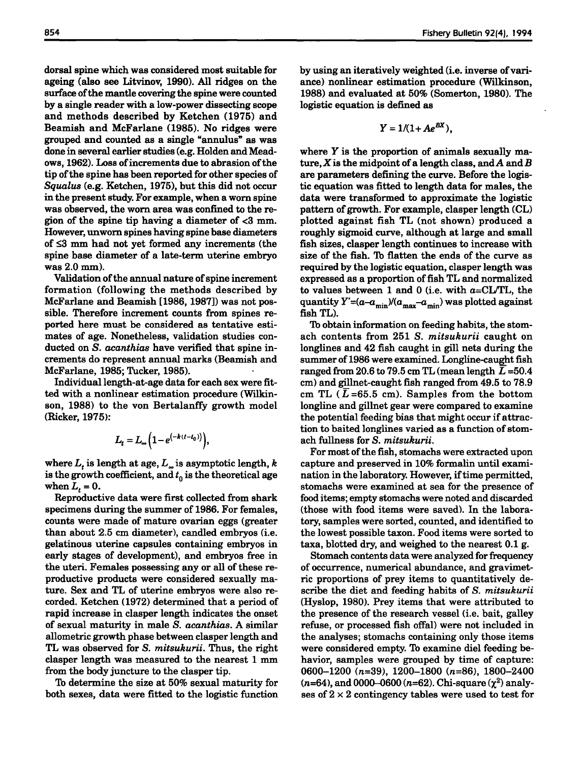dorsal spine which was considered most suitable for ageing (also see Litvinov, 1990). All ridges on the surface of the mantle covering the spine were counted by a single reader with a low-power dissecting scope and methods described by Ketchen (1975) and Beamish and McFarlane (1985). No ridges were grouped and counted as a single "annulus" as was done in several earlier studies (e.g. Holden and Meadows, 1962). Loss of increments due to abrasion of the tip of the spine has been reported for other species of *Squalus* (e.g. Ketchen, 1975), but this did not occur in the present study. For example, when a worn spine was observed, the worn area was confined to the region of the spine tip having a diameter of <3 mm. However, unworn spines having spine base diameters of ≤3 mm had not yet formed any increments (the spine base diameter of a late-term uterine embryo was 2.0 mm).

Validation of the annual nature of spine increment formation (following the methods described by McFarlane and Beamish [1986, 1987]) was not possible. Therefore increment counts from spines reported here must be considered as tentative estimates of age. Nonetheless, validation studies conducted on *S. acanthias* have verified that spine increments do represent annual marks (Beamish and McFarlane, 1985; Tucker, 1985).

Individual length-at-age data for each sex were fitted with a nonlinear estimation procedure (Wilkinson, 1988) to the von Bertalanffy growth model (Ricker, 1975):

$$L_t = L_\infty \left(1 - e^{(-k(t-t_0))}\right),$$

where $L_t$ is length at age, $L_\infty$ is asymptotic length, $k$ is the growth coefficient, and $t_0$ is the theoretical age when $L_t = 0$.

Reproductive data were first collected from shark specimens during the summer of 1986. For females, counts were made of mature ovarian eggs (greater than about 2.5 cm diameter), candled embryos (i.e. gelatinous uterine capsules containing embryos in early stages of development), and embryos free in the uteri. Females possessing any or all of these reproductive products were considered sexually mature. Sex and TL of uterine embryos were also recorded. Ketchen (1972) determined that a period of rapid increase in clasper length indicates the onset of sexual maturity in male *S. acanthias*. A similar allometric growth phase between clasper length and TL was observed for *S. mitsukurii*. Thus, the right clasper length was measured to the nearest 1 mm from the body juncture to the clasper tip.

To determine the size at 50% sexual maturity for both sexes, data were fitted to the logistic function by using an iteratively weighted (i.e. inverse of variance) nonlinear estimation procedure (Wilkinson, 1988) and evaluated at 50% (Somerton, 1980). The logistic equation is defined as

$$Y = 1/(1 + Ae^{BX}),$$

where $Y$ is the proportion of animals sexually mature, $X$ is the midpoint of a length class, and $A$ and $B$ are parameters defining the curve. Before the logistic equation was fitted to length data for males, the data were transformed to approximate the logistic pattern of growth. For example, clasper length (CL) plotted against fish TL (not shown) produced a roughly sigmoid curve, although at large and small fish sizes, clasper length continues to increase with size of the fish. To flatten the ends of the curve as required by the logistic equation, clasper length was expressed as a proportion of fish TL and normalized to values between 1 and 0 (i.e. with $a$=CL/TL, the quantity $Y'=(a-a_{min})/(a_{max}-a_{min})$ was plotted against fish TL).

To obtain information on feeding habits, the stomach contents from 251 *S. mitsukurii* caught on longlines and 42 fish caught in gill nets during the summer of 1986 were examined. Longline-caught fish ranged from 20.6 to 79.5 cm TL (mean length $\bar{L}$ =50.4 cm) and gillnet-caught fish ranged from 49.5 to 78.9 cm TL ($\bar{L}$=65.5 cm). Samples from the bottom longline and gillnet gear were compared to examine the potential feeding bias that might occur if attraction to baited longlines varied as a function of stomach fullness for *S. mitsukurii*.

For most of the fish, stomachs were extracted upon capture and preserved in 10% formalin until examination in the laboratory. However, if time permitted, stomachs were examined at sea for the presence of food items; empty stomachs were noted and discarded (those with food items were saved). In the laboratory, samples were sorted, counted, and identified to the lowest possible taxon. Food items were sorted to taxa, blotted dry, and weighed to the nearest 0.1 g.

Stomach contents data were analyzed for frequency of occurrence, numerical abundance, and gravimetric proportions of prey items to quantitatively describe the diet and feeding habits of *S. mitsukurii* (Hyslop, 1980). Prey items that were attributed to the presence of the research vessel (i.e. bait, galley refuse, or processed fish offal) were not included in the analyses; stomachs containing only those items were considered empty. To examine diel feeding behavior, samples were grouped by time of capture: 0600–1200 ($n$=39), 1200–1800 ($n$=86), 1800–2400 ($n$=64), and 0000–0600 ($n$=62). Chi-square ($\chi^2$) analyses of 2 × 2 contingency tables were used to test for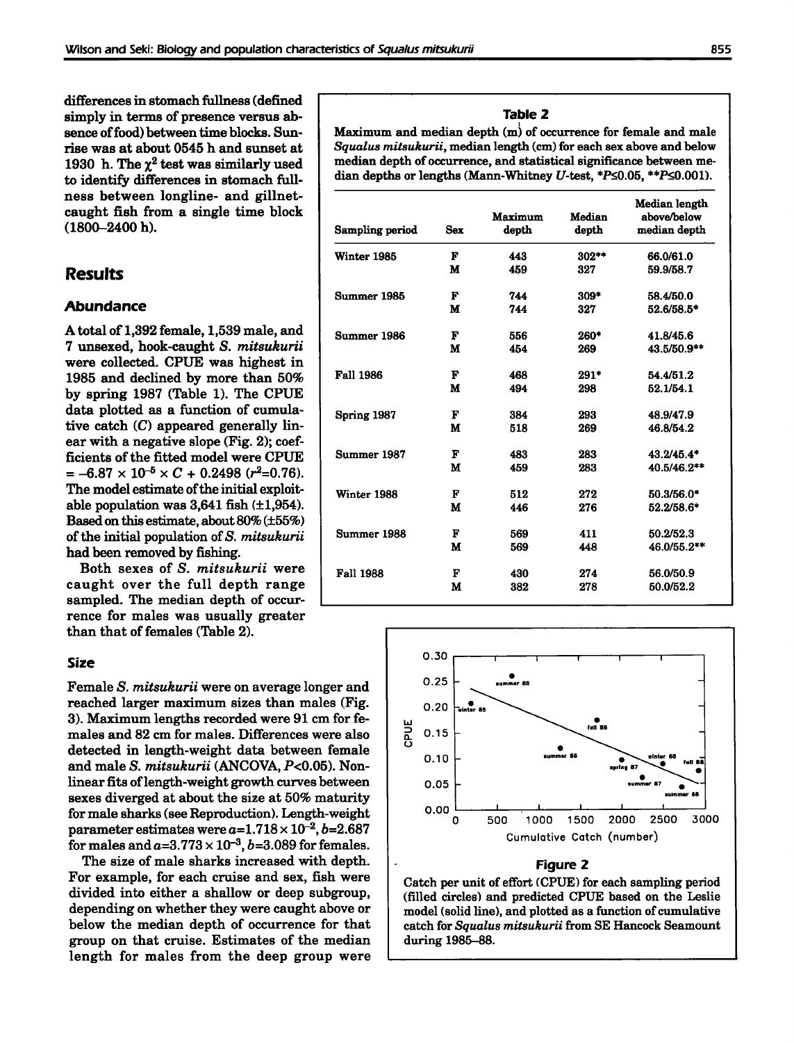differences in stomach fullness (defined simply in terms of presence versus absence of food) between time blocks. Sunrise was at about 0545 h and sunset at 1930 h. The $\chi^2$ test was similarly used to identify differences in stomach fullness between longline- and gillnet-caught fish from a single time block (1800–2400 h).

## Results

### Abundance

A total of 1,392 female, 1,539 male, and 7 unsexed, hook-caught *S. mitsukurii* were collected. CPUE was highest in 1985 and declined by more than 50% by spring 1987 (Table 1). The CPUE data plotted as a function of cumulative catch ($C$) appeared generally linear with a negative slope (Fig. 2); coefficients of the fitted model were CPUE $= -6.87 \times 10^{-5} \times C + 0.2498$ ($r^2$=0.76). The model estimate of the initial exploitable population was 3,641 fish (±1,954). Based on this estimate, about 80% (±55%) of the initial population of *S. mitsukurii* had been removed by fishing.

Both sexes of *S. mitsukurii* were caught over the full depth range sampled. The median depth of occurrence for males was usually greater than that of females (Table 2).

**Table 2**

Maximum and median depth (m) of occurrence for female and male *Squalus mitsukurii*, median length (cm) for each sex above and below median depth of occurrence, and statistical significance between median depths or lengths (Mann-Whitney $U$-test, \*$P \leq 0.05$, \*\*$P \leq 0.001$).

| Sampling period | Sex | Maximum depth | Median depth | Median length above/below median depth |
|---|---|---|---|---|
| Winter 1985 | F | 443 | 302** | 66.0/61.0 |
| | M | 459 | 327 | 59.9/58.7 |
| Summer 1985 | F | 744 | 309* | 58.4/50.0 |
| | M | 744 | 327 | 52.6/58.5* |
| Summer 1986 | F | 556 | 260* | 41.8/45.6 |
| | M | 454 | 269 | 43.5/50.9** |
| Fall 1986 | F | 468 | 291* | 54.4/51.2 |
| | M | 494 | 298 | 52.1/54.1 |
| Spring 1987 | F | 384 | 293 | 48.9/47.9 |
| | M | 518 | 269 | 46.8/54.2 |
| Summer 1987 | F | 483 | 283 | 43.2/45.4* |
| | M | 459 | 283 | 40.5/46.2** |
| Winter 1988 | F | 512 | 272 | 50.3/56.0* |
| | M | 446 | 276 | 52.2/58.6* |
| Summer 1988 | F | 569 | 411 | 50.2/52.3 |
| | M | 569 | 448 | 46.0/55.2** |
| Fall 1988 | F | 430 | 274 | 56.0/50.9 |
| | M | 382 | 278 | 50.0/52.2 |

### Size

Female *S. mitsukurii* were on average longer and reached larger maximum sizes than males (Fig. 3). Maximum lengths recorded were 91 cm for females and 82 cm for males. Differences were also detected in length-weight data between female and male *S. mitsukurii* (ANCOVA, $P<0.05$). Nonlinear fits of length-weight growth curves between sexes diverged at about the size at 50% maturity for male sharks (see Reproduction). Length-weight parameter estimates were $a=1.718\times10^{-2}$, $b=2.687$ for males and $a=3.773\times10^{-3}$, $b=3.089$ for females.

The size of male sharks increased with depth. For example, for each cruise and sex, fish were divided into either a shallow or deep subgroup, depending on whether they were caught above or below the median depth of occurrence for that group on that cruise. Estimates of the median length for males from the deep group were

**Figure 2**

Catch per unit of effort (CPUE) for each sampling period (filled circles) and predicted CPUE based on the Leslie model (solid line), and plotted as a function of cumulative catch for *Squalus mitsukurii* from SE Hancock Seamount during 1985–88.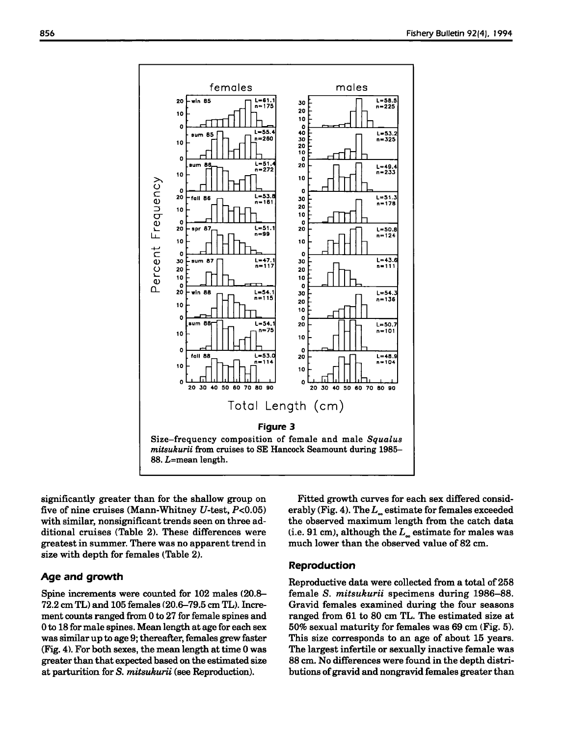**Figure 3**

Size–frequency composition of female and male *Squalus mitsukurii* from cruises to SE Hancock Seamount during 1985–88. $L$=mean length.

significantly greater than for the shallow group on five of nine cruises (Mann-Whitney $U$-test, $P<0.05$) with similar, nonsignificant trends seen on three additional cruises (Table 2). These differences were greatest in summer. There was no apparent trend in size with depth for females (Table 2).

## Age and growth

Spine increments were counted for 102 males (20.8–72.2 cm TL) and 105 females (20.6–79.5 cm TL). Increment counts ranged from 0 to 27 for female spines and 0 to 18 for male spines. Mean length at age for each sex was similar up to age 9; thereafter, females grew faster (Fig. 4). For both sexes, the mean length at time 0 was greater than that expected based on the estimated size at parturition for *S. mitsukurii* (see Reproduction).

Fitted growth curves for each sex differed considerably (Fig. 4). The $L_\infty$ estimate for females exceeded the observed maximum length from the catch data (i.e. 91 cm), although the $L_\infty$ estimate for males was much lower than the observed value of 82 cm.

## Reproduction

Reproductive data were collected from a total of 258 female *S. mitsukurii* specimens during 1986–88. Gravid females examined during the four seasons ranged from 61 to 80 cm TL. The estimated size at 50% sexual maturity for females was 69 cm (Fig. 5). This size corresponds to an age of about 15 years. The largest infertile or sexually inactive female was 88 cm. No differences were found in the depth distributions of gravid and nongravid females greater than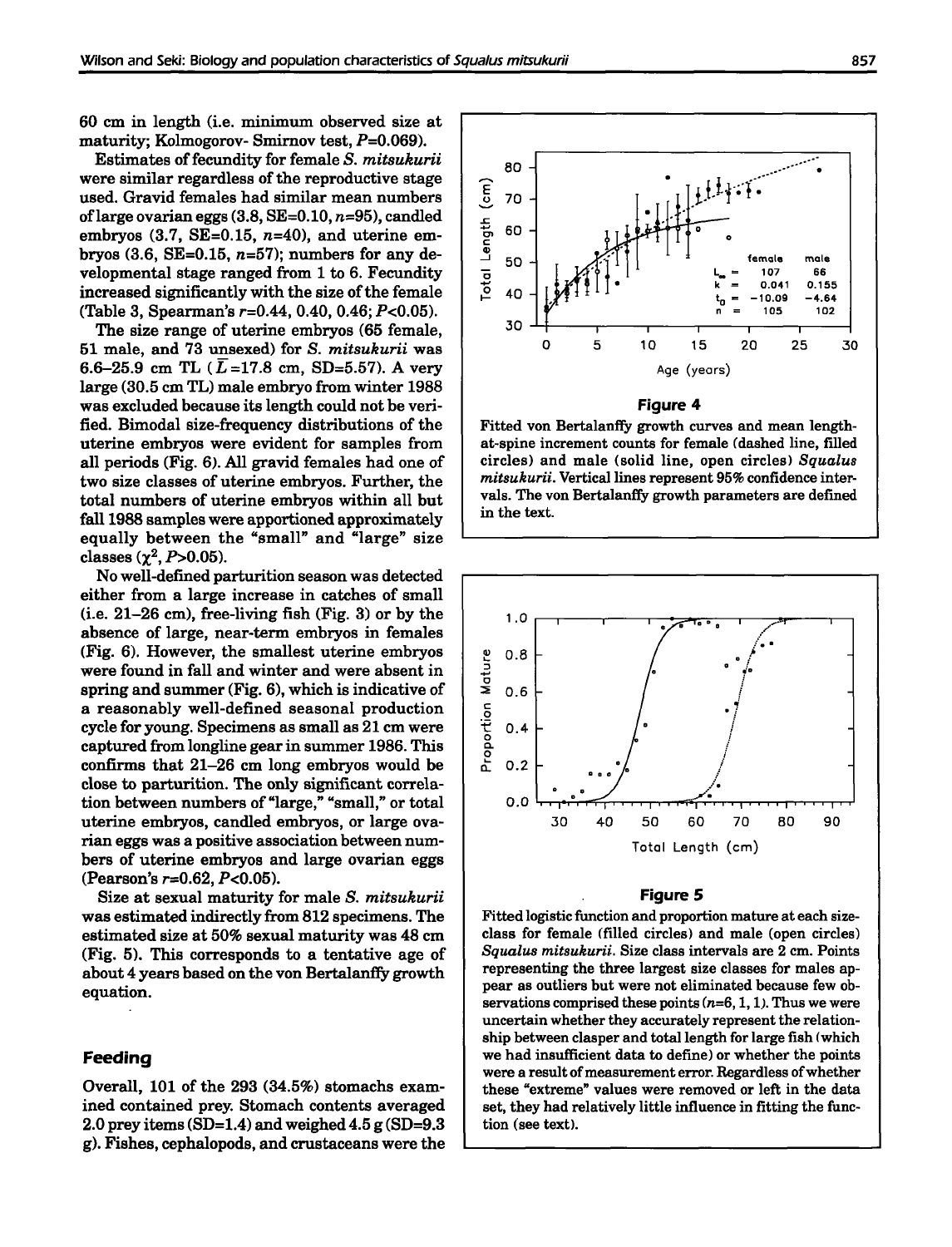60 cm in length (i.e. minimum observed size at maturity; Kolmogorov- Smirnov test, $P=0.069$).

Estimates of fecundity for female *S. mitsukurii* were similar regardless of the reproductive stage used. Gravid females had similar mean numbers of large ovarian eggs (3.8, SE=0.10, $n=95$), candled embryos (3.7, SE=0.15, $n=40$), and uterine embryos (3.6, SE=0.15, $n=57$); numbers for any developmental stage ranged from 1 to 6. Fecundity increased significantly with the size of the female (Table 3, Spearman's $r=0.44$, 0.40, 0.46; $P<0.05$).

The size range of uterine embryos (65 female, 51 male, and 73 unsexed) for *S. mitsukurii* was 6.6–25.9 cm TL ($\bar{L}=17.8$ cm, SD=5.57). A very large (30.5 cm TL) male embryo from winter 1988 was excluded because its length could not be verified. Bimodal size-frequency distributions of the uterine embryos were evident for samples from all periods (Fig. 6). All gravid females had one of two size classes of uterine embryos. Further, the total numbers of uterine embryos within all but fall 1988 samples were apportioned approximately equally between the "small" and "large" size classes ($\chi^2$, $P>0.05$).

No well-defined parturition season was detected either from a large increase in catches of small (i.e. 21–26 cm), free-living fish (Fig. 3) or by the absence of large, near-term embryos in females (Fig. 6). However, the smallest uterine embryos were found in fall and winter and were absent in spring and summer (Fig. 6), which is indicative of a reasonably well-defined seasonal production cycle for young. Specimens as small as 21 cm were captured from longline gear in summer 1986. This confirms that 21–26 cm long embryos would be close to parturition. The only significant correlation between numbers of "large," "small," or total uterine embryos, candled embryos, or large ovarian eggs was a positive association between numbers of uterine embryos and large ovarian eggs (Pearson's $r=0.62$, $P<0.05$).

Size at sexual maturity for male *S. mitsukurii* was estimated indirectly from 812 specimens. The estimated size at 50% sexual maturity was 48 cm (Fig. 5). This corresponds to a tentative age of about 4 years based on the von Bertalanffy growth equation.

## Feeding

Overall, 101 of the 293 (34.5%) stomachs examined contained prey. Stomach contents averaged 2.0 prey items (SD=1.4) and weighed 4.5 g (SD=9.3 g). Fishes, cephalopods, and crustaceans were the

**Figure 4**

Fitted von Bertalanffy growth curves and mean length-at-spine increment counts for female (dashed line, filled circles) and male (solid line, open circles) *Squalus mitsukurii*. Vertical lines represent 95% confidence intervals. The von Bertalanffy growth parameters are defined in the text.

**Figure 5**

Fitted logistic function and proportion mature at each size-class for female (filled circles) and male (open circles) *Squalus mitsukurii*. Size class intervals are 2 cm. Points representing the three largest size classes for males appear as outliers but were not eliminated because few observations comprised these points ($n=6, 1, 1$). Thus we were uncertain whether they accurately represent the relationship between clasper and total length for large fish (which we had insufficient data to define) or whether the points were a result of measurement error. Regardless of whether these "extreme" values were removed or left in the data set, they had relatively little influence in fitting the function (see text).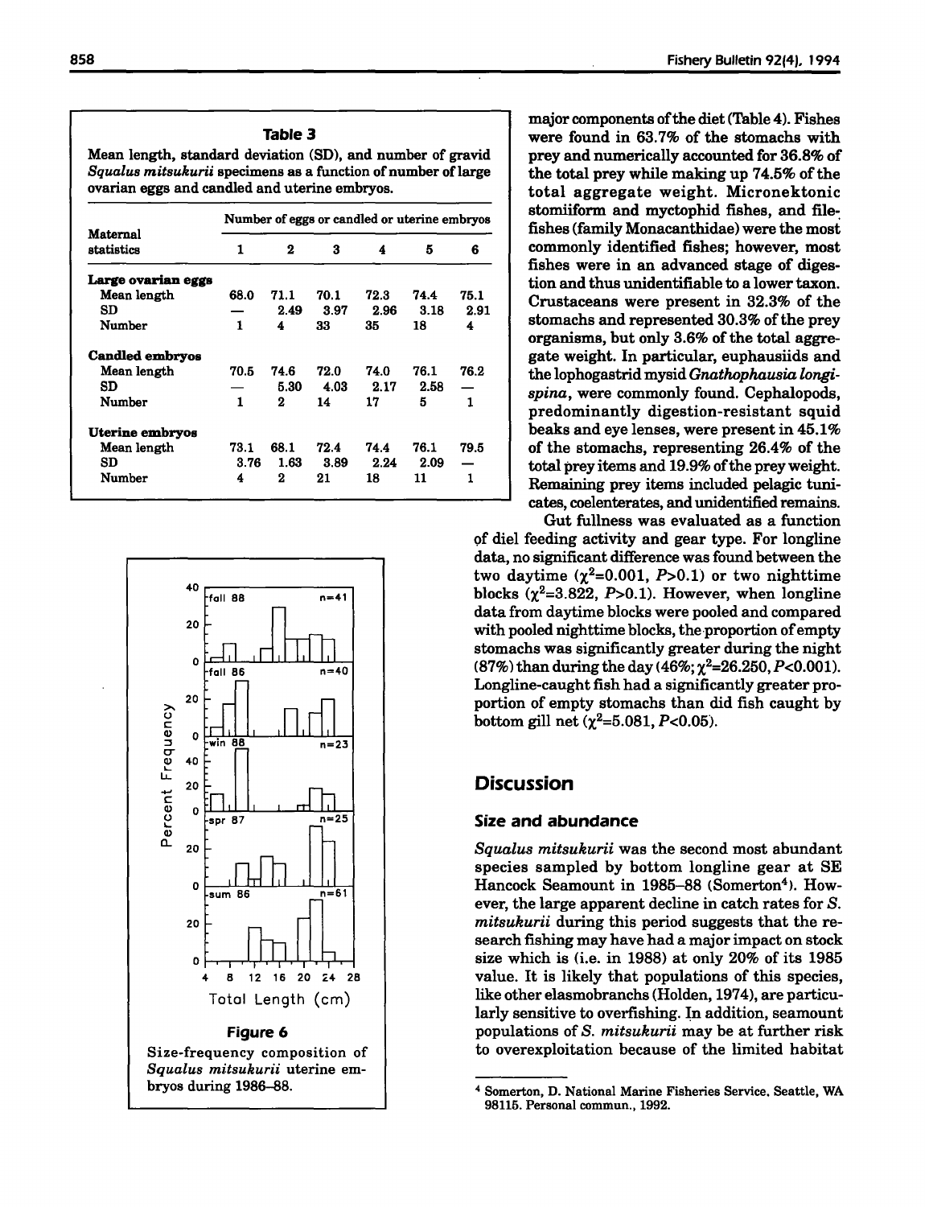**Table 3**

Mean length, standard deviation (SD), and number of gravid *Squalus mitsukurii* specimens as a function of number of large ovarian eggs and candled and uterine embryos.

| Maternal statistics | Number of eggs or candled or uterine embryos | | | | | |
|---|---|---|---|---|---|---|
| | 1 | 2 | 3 | 4 | 5 | 6 |
| **Large ovarian eggs** | | | | | | |
| Mean length | 68.0 | 71.1 | 70.1 | 72.3 | 74.4 | 75.1 |
| SD | — | 2.49 | 3.97 | 2.96 | 3.18 | 2.91 |
| Number | 1 | 4 | 33 | 35 | 18 | 4 |
| **Candled embryos** | | | | | | |
| Mean length | 70.5 | 74.6 | 72.0 | 74.0 | 76.1 | 76.2 |
| SD | — | 5.30 | 4.03 | 2.17 | 2.58 | — |
| Number | 1 | 2 | 14 | 17 | 5 | 1 |
| **Uterine embryos** | | | | | | |
| Mean length | 73.1 | 68.1 | 72.4 | 74.4 | 76.1 | 79.5 |
| SD | 3.76 | 1.63 | 3.89 | 2.24 | 2.09 | — |
| Number | 4 | 2 | 21 | 18 | 11 | 1 |

**Figure 6**

Size-frequency composition of *Squalus mitsukurii* uterine embryos during 1986–88.

major components of the diet (Table 4). Fishes were found in 63.7% of the stomachs with prey and numerically accounted for 36.8% of the total prey while making up 74.5% of the total aggregate weight. Micronektonic stomiiform and myctophid fishes, and filefishes (family Monacanthidae) were the most commonly identified fishes; however, most fishes were in an advanced stage of digestion and thus unidentifiable to a lower taxon. Crustaceans were present in 32.3% of the stomachs and represented 30.3% of the prey organisms, but only 3.6% of the total aggregate weight. In particular, euphausiids and the lophogastrid mysid *Gnathophausia longispina*, were commonly found. Cephalopods, predominantly digestion-resistant squid beaks and eye lenses, were present in 45.1% of the stomachs, representing 26.4% of the total prey items and 19.9% of the prey weight. Remaining prey items included pelagic tunicates, coelenterates, and unidentified remains.

Gut fullness was evaluated as a function of diel feeding activity and gear type. For longline data, no significant difference was found between the two daytime ($\chi^2$=0.001, $P$>0.1) or two nighttime blocks ($\chi^2$=3.822, $P$>0.1). However, when longline data from daytime blocks were pooled and compared with pooled nighttime blocks, the proportion of empty stomachs was significantly greater during the night (87%) than during the day (46%; $\chi^2$=26.250, $P$<0.001). Longline-caught fish had a significantly greater proportion of empty stomachs than did fish caught by bottom gill net ($\chi^2$=5.081, $P$<0.05).

## Discussion

### Size and abundance

*Squalus mitsukurii* was the second most abundant species sampled by bottom longline gear at SE Hancock Seamount in 1985–88 (Somerton[4]). However, the large apparent decline in catch rates for *S. mitsukurii* during this period suggests that the research fishing may have had a major impact on stock size which is (i.e. in 1988) at only 20% of its 1985 value. It is likely that populations of this species, like other elasmobranchs (Holden, 1974), are particularly sensitive to overfishing. In addition, seamount populations of *S. mitsukurii* may be at further risk to overexploitation because of the limited habitat

[4] Somerton, D. National Marine Fisheries Service, Seattle, WA 98115. Personal commun., 1992.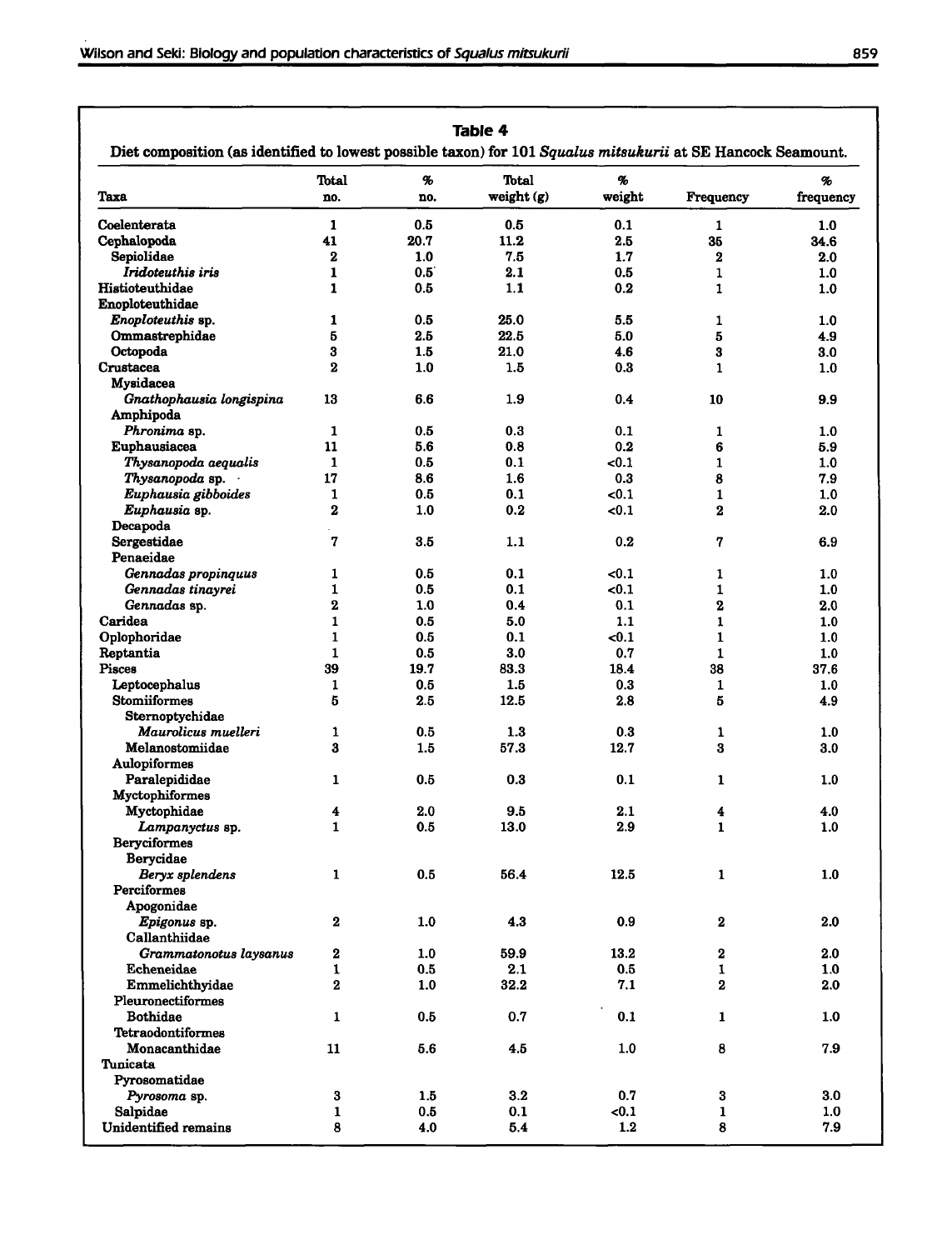**Table 4**

Diet composition (as identified to lowest possible taxon) for 101 *Squalus mitsukurii* at SE Hancock Seamount.

| Taxa | Total no. | % no. | Total weight (g) | % weight | Frequency | % frequency |
|---|---|---|---|---|---|---|
| Coelenterata | 1 | 0.5 | 0.5 | 0.1 | 1 | 1.0 |
| Cephalopoda | 41 | 20.7 | 11.2 | 2.5 | 35 | 34.6 |
| Sepiolidae | 2 | 1.0 | 7.5 | 1.7 | 2 | 2.0 |
| *Iridoteuthis iris* | 1 | 0.5 | 2.1 | 0.5 | 1 | 1.0 |
| Histioteuthidae | 1 | 0.5 | 1.1 | 0.2 | 1 | 1.0 |
| Enoploteuthidae | | | | | | |
| *Enoploteuthis* sp. | 1 | 0.5 | 25.0 | 5.5 | 1 | 1.0 |
| Ommastrephidae | 5 | 2.5 | 22.5 | 5.0 | 5 | 4.9 |
| Octopoda | 3 | 1.5 | 21.0 | 4.6 | 3 | 3.0 |
| Crustacea | 2 | 1.0 | 1.5 | 0.3 | 1 | 1.0 |
| Mysidacea | | | | | | |
| *Gnathophausia longispina* | 13 | 6.6 | 1.9 | 0.4 | 10 | 9.9 |
| Amphipoda | | | | | | |
| *Phronima* sp. | 1 | 0.5 | 0.3 | 0.1 | 1 | 1.0 |
| Euphausiacea | 11 | 5.6 | 0.8 | 0.2 | 6 | 5.9 |
| *Thysanopoda aequalis* | 1 | 0.5 | 0.1 | <0.1 | 1 | 1.0 |
| *Thysanopoda* sp. | 17 | 8.6 | 1.6 | 0.3 | 8 | 7.9 |
| *Euphausia gibboides* | 1 | 0.5 | 0.1 | <0.1 | 1 | 1.0 |
| *Euphausia* sp. | 2 | 1.0 | 0.2 | <0.1 | 2 | 2.0 |
| Decapoda | | | | | | |
| Sergestidae | 7 | 3.5 | 1.1 | 0.2 | 7 | 6.9 |
| Penaeidae | | | | | | |
| *Gennadas propinquus* | 1 | 0.5 | 0.1 | <0.1 | 1 | 1.0 |
| *Gennadas tinayrei* | 1 | 0.5 | 0.1 | <0.1 | 1 | 1.0 |
| *Gennadas* sp. | 2 | 1.0 | 0.4 | 0.1 | 2 | 2.0 |
| Caridea | 1 | 0.5 | 5.0 | 1.1 | 1 | 1.0 |
| Oplophoridae | 1 | 0.5 | 0.1 | <0.1 | 1 | 1.0 |
| Reptantia | 1 | 0.5 | 3.0 | 0.7 | 1 | 1.0 |
| Pisces | 39 | 19.7 | 83.3 | 18.4 | 38 | 37.6 |
| Leptocephalus | 1 | 0.5 | 1.5 | 0.3 | 1 | 1.0 |
| Stomiiformes | 5 | 2.5 | 12.5 | 2.8 | 5 | 4.9 |
| Sternoptychidae | | | | | | |
| *Maurolicus muelleri* | 1 | 0.5 | 1.3 | 0.3 | 1 | 1.0 |
| Melanostomiidae | 3 | 1.5 | 57.3 | 12.7 | 3 | 3.0 |
| Aulopiformes | | | | | | |
| Paralepididae | 1 | 0.5 | 0.3 | 0.1 | 1 | 1.0 |
| Myctophiformes | | | | | | |
| Myctophidae | 4 | 2.0 | 9.5 | 2.1 | 4 | 4.0 |
| *Lampanyctus* sp. | 1 | 0.5 | 13.0 | 2.9 | 1 | 1.0 |
| Beryciformes | | | | | | |
| Berycidae | | | | | | |
| *Beryx splendens* | 1 | 0.5 | 56.4 | 12.5 | 1 | 1.0 |
| Perciformes | | | | | | |
| Apogonidae | | | | | | |
| *Epigonus* sp. | 2 | 1.0 | 4.3 | 0.9 | 2 | 2.0 |
| Callanthiidae | | | | | | |
| *Grammatonotus laysanus* | 2 | 1.0 | 59.9 | 13.2 | 2 | 2.0 |
| Echeneidae | 1 | 0.5 | 2.1 | 0.5 | 1 | 1.0 |
| Emmelichthyidae | 2 | 1.0 | 32.2 | 7.1 | 2 | 2.0 |
| Pleuronectiformes | | | | | | |
| Bothidae | 1 | 0.5 | 0.7 | 0.1 | 1 | 1.0 |
| Tetraodontiformes | | | | | | |
| Monacanthidae | 11 | 5.6 | 4.5 | 1.0 | 8 | 7.9 |
| Tunicata | | | | | | |
| Pyrosomatidae | | | | | | |
| *Pyrosoma* sp. | 3 | 1.5 | 3.2 | 0.7 | 3 | 3.0 |
| Salpidae | 1 | 0.5 | 0.1 | <0.1 | 1 | 1.0 |
| Unidentified remains | 8 | 4.0 | 5.4 | 1.2 | 8 | 7.9 |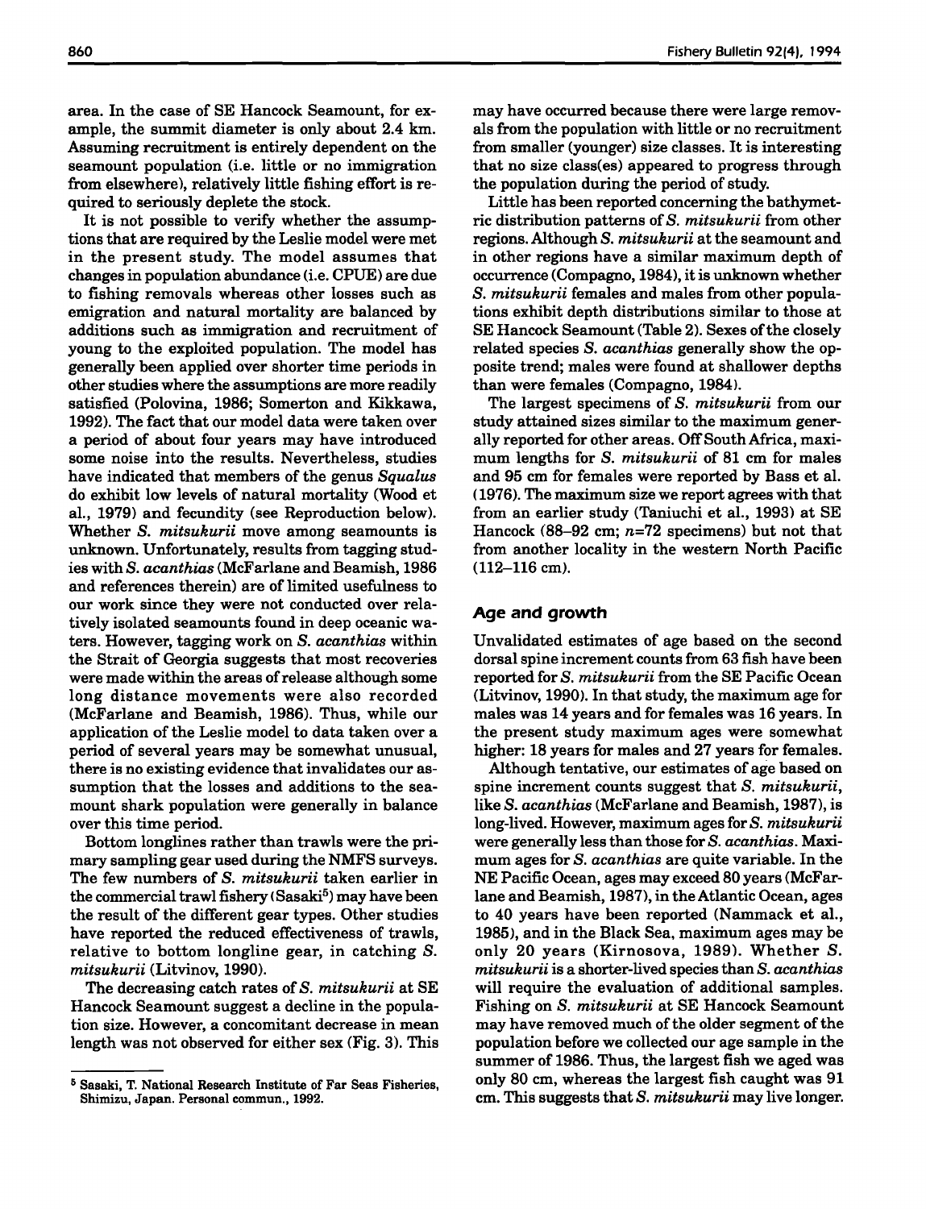area. In the case of SE Hancock Seamount, for example, the summit diameter is only about 2.4 km. Assuming recruitment is entirely dependent on the seamount population (i.e. little or no immigration from elsewhere), relatively little fishing effort is required to seriously deplete the stock.

It is not possible to verify whether the assumptions that are required by the Leslie model were met in the present study. The model assumes that changes in population abundance (i.e. CPUE) are due to fishing removals whereas other losses such as emigration and natural mortality are balanced by additions such as immigration and recruitment of young to the exploited population. The model has generally been applied over shorter time periods in other studies where the assumptions are more readily satisfied (Polovina, 1986; Somerton and Kikkawa, 1992). The fact that our model data were taken over a period of about four years may have introduced some noise into the results. Nevertheless, studies have indicated that members of the genus *Squalus* do exhibit low levels of natural mortality (Wood et al., 1979) and fecundity (see Reproduction below). Whether *S. mitsukurii* move among seamounts is unknown. Unfortunately, results from tagging studies with *S. acanthias* (McFarlane and Beamish, 1986 and references therein) are of limited usefulness to our work since they were not conducted over relatively isolated seamounts found in deep oceanic waters. However, tagging work on *S. acanthias* within the Strait of Georgia suggests that most recoveries were made within the areas of release although some long distance movements were also recorded (McFarlane and Beamish, 1986). Thus, while our application of the Leslie model to data taken over a period of several years may be somewhat unusual, there is no existing evidence that invalidates our assumption that the losses and additions to the seamount shark population were generally in balance over this time period.

Bottom longlines rather than trawls were the primary sampling gear used during the NMFS surveys. The few numbers of *S. mitsukurii* taken earlier in the commercial trawl fishery (Sasaki[5]) may have been the result of the different gear types. Other studies have reported the reduced effectiveness of trawls, relative to bottom longline gear, in catching *S. mitsukurii* (Litvinov, 1990).

The decreasing catch rates of *S. mitsukurii* at SE Hancock Seamount suggest a decline in the population size. However, a concomitant decrease in mean length was not observed for either sex (Fig. 3). This may have occurred because there were large removals from the population with little or no recruitment from smaller (younger) size classes. It is interesting that no size class(es) appeared to progress through the population during the period of study.

Little has been reported concerning the bathymetric distribution patterns of *S. mitsukurii* from other regions. Although *S. mitsukurii* at the seamount and in other regions have a similar maximum depth of occurrence (Compagno, 1984), it is unknown whether *S. mitsukurii* females and males from other populations exhibit depth distributions similar to those at SE Hancock Seamount (Table 2). Sexes of the closely related species *S. acanthias* generally show the opposite trend; males were found at shallower depths than were females (Compagno, 1984).

The largest specimens of *S. mitsukurii* from our study attained sizes similar to the maximum generally reported for other areas. Off South Africa, maximum lengths for *S. mitsukurii* of 81 cm for males and 95 cm for females were reported by Bass et al. (1976). The maximum size we report agrees with that from an earlier study (Taniuchi et al., 1993) at SE Hancock (88–92 cm; $n$=72 specimens) but not that from another locality in the western North Pacific (112–116 cm).

## Age and growth

Unvalidated estimates of age based on the second dorsal spine increment counts from 63 fish have been reported for *S. mitsukurii* from the SE Pacific Ocean (Litvinov, 1990). In that study, the maximum age for males was 14 years and for females was 16 years. In the present study maximum ages were somewhat higher: 18 years for males and 27 years for females.

Although tentative, our estimates of age based on spine increment counts suggest that *S. mitsukurii*, like *S. acanthias* (McFarlane and Beamish, 1987), is long-lived. However, maximum ages for *S. mitsukurii* were generally less than those for *S. acanthias*. Maximum ages for *S. acanthias* are quite variable. In the NE Pacific Ocean, ages may exceed 80 years (McFarlane and Beamish, 1987), in the Atlantic Ocean, ages to 40 years have been reported (Nammack et al., 1985), and in the Black Sea, maximum ages may be only 20 years (Kirnosova, 1989). Whether *S. mitsukurii* is a shorter-lived species than *S. acanthias* will require the evaluation of additional samples. Fishing on *S. mitsukurii* at SE Hancock Seamount may have removed much of the older segment of the population before we collected our age sample in the summer of 1986. Thus, the largest fish we aged was only 80 cm, whereas the largest fish caught was 91 cm. This suggests that *S. mitsukurii* may live longer.

[5] Sasaki, T. National Research Institute of Far Seas Fisheries, Shimizu, Japan. Personal commun., 1992.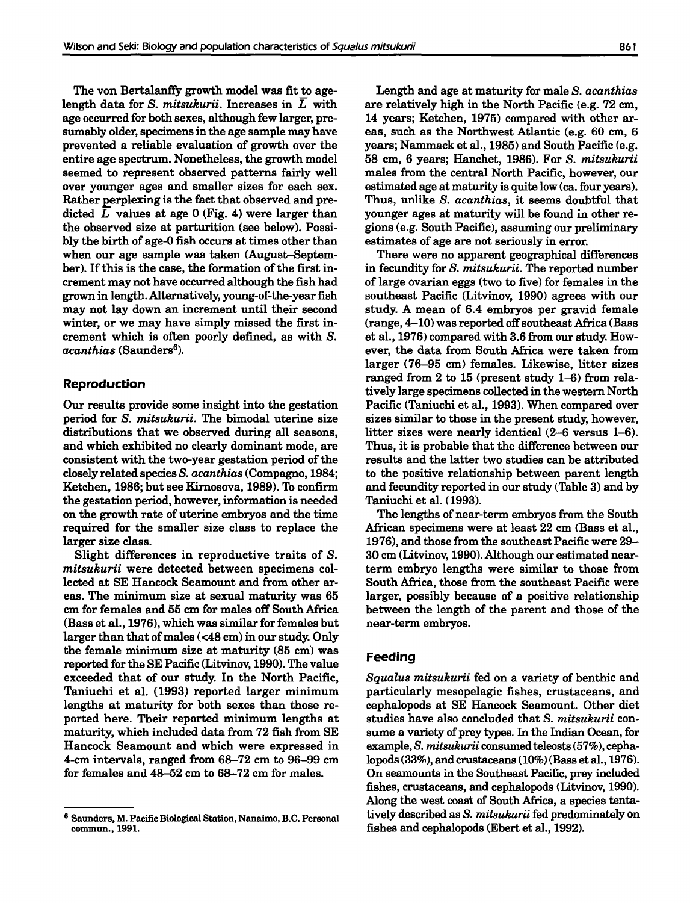The von Bertalanffy growth model was fit to age-length data for *S. mitsukurii*. Increases in $\bar{L}$ with age occurred for both sexes, although few larger, presumably older, specimens in the age sample may have prevented a reliable evaluation of growth over the entire age spectrum. Nonetheless, the growth model seemed to represent observed patterns fairly well over younger ages and smaller sizes for each sex. Rather perplexing is the fact that observed and predicted $\bar{L}$ values at age 0 (Fig. 4) were larger than the observed size at parturition (see below). Possibly the birth of age-0 fish occurs at times other than when our age sample was taken (August–September). If this is the case, the formation of the first increment may not have occurred although the fish had grown in length. Alternatively, young-of-the-year fish may not lay down an increment until their second winter, or we may have simply missed the first increment which is often poorly defined, as with *S. acanthias* (Saunders[6]).

## Reproduction

Our results provide some insight into the gestation period for *S. mitsukurii*. The bimodal uterine size distributions that we observed during all seasons, and which exhibited no clearly dominant mode, are consistent with the two-year gestation period of the closely related species *S. acanthias* (Compagno, 1984; Ketchen, 1986; but see Kirnosova, 1989). To confirm the gestation period, however, information is needed on the growth rate of uterine embryos and the time required for the smaller size class to replace the larger size class.

Slight differences in reproductive traits of *S. mitsukurii* were detected between specimens collected at SE Hancock Seamount and from other areas. The minimum size at sexual maturity was 65 cm for females and 55 cm for males off South Africa (Bass et al., 1976), which was similar for females but larger than that of males (<48 cm) in our study. Only the female minimum size at maturity (85 cm) was reported for the SE Pacific (Litvinov, 1990). The value exceeded that of our study. In the North Pacific, Taniuchi et al. (1993) reported larger minimum lengths at maturity for both sexes than those reported here. Their reported minimum lengths at maturity, which included data from 72 fish from SE Hancock Seamount and which were expressed in 4-cm intervals, ranged from 68–72 cm to 96–99 cm for females and 48–52 cm to 68–72 cm for males.

Length and age at maturity for male *S. acanthias* are relatively high in the North Pacific (e.g. 72 cm, 14 years; Ketchen, 1975) compared with other areas, such as the Northwest Atlantic (e.g. 60 cm, 6 years; Nammack et al., 1985) and South Pacific (e.g. 58 cm, 6 years; Hanchet, 1986). For *S. mitsukurii* males from the central North Pacific, however, our estimated age at maturity is quite low (ca. four years). Thus, unlike *S. acanthias*, it seems doubtful that younger ages at maturity will be found in other regions (e.g. South Pacific), assuming our preliminary estimates of age are not seriously in error.

There were no apparent geographical differences in fecundity for *S. mitsukurii*. The reported number of large ovarian eggs (two to five) for females in the southeast Pacific (Litvinov, 1990) agrees with our study. A mean of 6.4 embryos per gravid female (range, 4–10) was reported off southeast Africa (Bass et al., 1976) compared with 3.6 from our study. However, the data from South Africa were taken from larger (76–95 cm) females. Likewise, litter sizes ranged from 2 to 15 (present study 1–6) from relatively large specimens collected in the western North Pacific (Taniuchi et al., 1993). When compared over sizes similar to those in the present study, however, litter sizes were nearly identical (2–6 versus 1–6). Thus, it is probable that the difference between our results and the latter two studies can be attributed to the positive relationship between parent length and fecundity reported in our study (Table 3) and by Taniuchi et al. (1993).

The lengths of near-term embryos from the South African specimens were at least 22 cm (Bass et al., 1976), and those from the southeast Pacific were 29–30 cm (Litvinov, 1990). Although our estimated near-term embryo lengths were similar to those from South Africa, those from the southeast Pacific were larger, possibly because of a positive relationship between the length of the parent and those of the near-term embryos.

## Feeding

*Squalus mitsukurii* fed on a variety of benthic and particularly mesopelagic fishes, crustaceans, and cephalopods at SE Hancock Seamount. Other diet studies have also concluded that *S. mitsukurii* consume a variety of prey types. In the Indian Ocean, for example, *S. mitsukurii* consumed teleosts (57%), cephalopods (33%), and crustaceans (10%) (Bass et al., 1976). On seamounts in the Southeast Pacific, prey included fishes, crustaceans, and cephalopods (Litvinov, 1990). Along the west coast of South Africa, a species tentatively described as *S. mitsukurii* fed predominately on fishes and cephalopods (Ebert et al., 1992).

---

[6] Saunders, M. Pacific Biological Station, Nanaimo, B.C. Personal commun., 1991.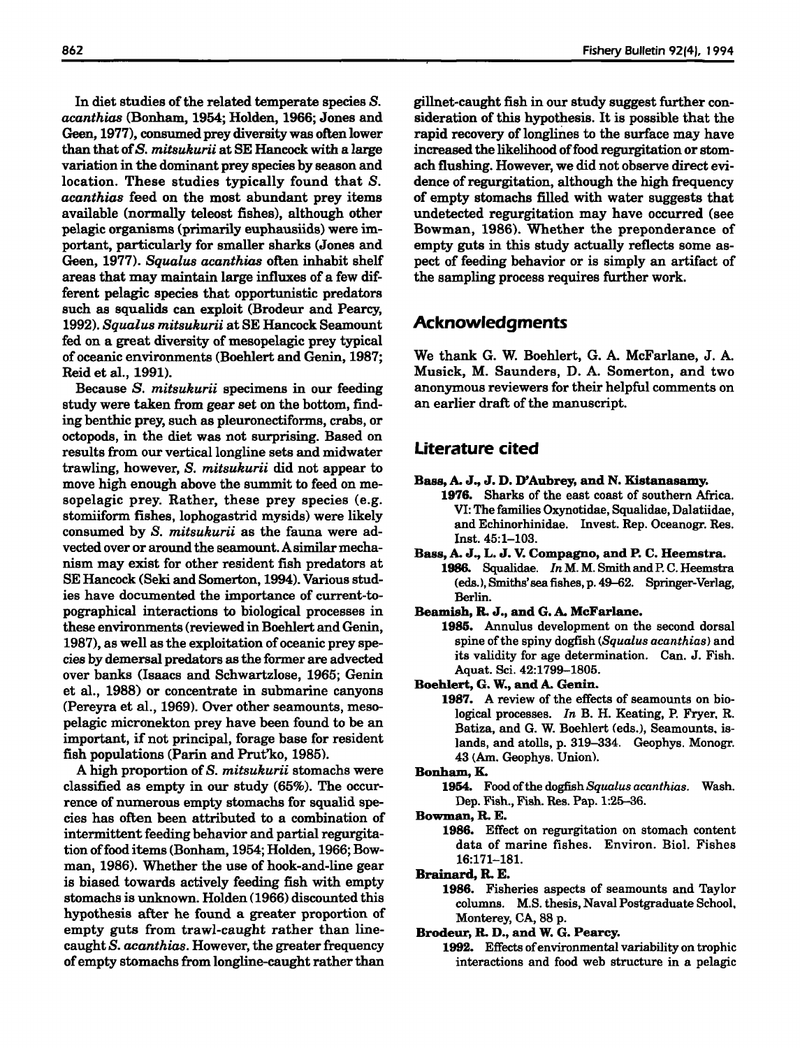In diet studies of the related temperate species *S. acanthias* (Bonham, 1954; Holden, 1966; Jones and Geen, 1977), consumed prey diversity was often lower than that of *S. mitsukurii* at SE Hancock with a large variation in the dominant prey species by season and location. These studies typically found that *S. acanthias* feed on the most abundant prey items available (normally teleost fishes), although other pelagic organisms (primarily euphausiids) were important, particularly for smaller sharks (Jones and Geen, 1977). *Squalus acanthias* often inhabit shelf areas that may maintain large influxes of a few different pelagic species that opportunistic predators such as squalids can exploit (Brodeur and Pearcy, 1992). *Squalus mitsukurii* at SE Hancock Seamount fed on a great diversity of mesopelagic prey typical of oceanic environments (Boehlert and Genin, 1987; Reid et al., 1991).

Because *S. mitsukurii* specimens in our feeding study were taken from gear set on the bottom, finding benthic prey, such as pleuronectiforms, crabs, or octopods, in the diet was not surprising. Based on results from our vertical longline sets and midwater trawling, however, *S. mitsukurii* did not appear to move high enough above the summit to feed on mesopelagic prey. Rather, these prey species (e.g. stomiiform fishes, lophogastrid mysids) were likely consumed by *S. mitsukurii* as the fauna were advected over or around the seamount. A similar mechanism may exist for other resident fish predators at SE Hancock (Seki and Somerton, 1994). Various studies have documented the importance of current-topographical interactions to biological processes in these environments (reviewed in Boehlert and Genin, 1987), as well as the exploitation of oceanic prey species by demersal predators as the former are advected over banks (Isaacs and Schwartzlose, 1965; Genin et al., 1988) or concentrate in submarine canyons (Pereyra et al., 1969). Over other seamounts, mesopelagic micronekton prey have been found to be an important, if not principal, forage base for resident fish populations (Parin and Prut'ko, 1985).

A high proportion of *S. mitsukurii* stomachs were classified as empty in our study (65%). The occurrence of numerous empty stomachs for squalid species has often been attributed to a combination of intermittent feeding behavior and partial regurgitation of food items (Bonham, 1954; Holden, 1966; Bowman, 1986). Whether the use of hook-and-line gear is biased towards actively feeding fish with empty stomachs is unknown. Holden (1966) discounted this hypothesis after he found a greater proportion of empty guts from trawl-caught rather than line-caught *S. acanthias*. However, the greater frequency of empty stomachs from longline-caught rather than gillnet-caught fish in our study suggest further consideration of this hypothesis. It is possible that the rapid recovery of longlines to the surface may have increased the likelihood of food regurgitation or stomach flushing. However, we did not observe direct evidence of regurgitation, although the high frequency of empty stomachs filled with water suggests that undetected regurgitation may have occurred (see Bowman, 1986). Whether the preponderance of empty guts in this study actually reflects some aspect of feeding behavior or is simply an artifact of the sampling process requires further work.

## Acknowledgments

We thank G. W. Boehlert, G. A. McFarlane, J. A. Musick, M. Saunders, D. A. Somerton, and two anonymous reviewers for their helpful comments on an earlier draft of the manuscript.

## Literature cited

**Bass, A. J., J. D. D'Aubrey, and N. Kistanasamy.**
1976. Sharks of the east coast of southern Africa. VI: The families Oxynotidae, Squalidae, Dalatiidae, and Echinorhinidae. Invest. Rep. Oceanogr. Res. Inst. 45:1–103.

**Bass, A. J., L. J. V. Compagno, and P. C. Heemstra.**
1986. Squalidae. *In* M. M. Smith and P. C. Heemstra (eds.), Smiths' sea fishes, p. 49–62. Springer-Verlag, Berlin.

**Beamish, R. J., and G. A. McFarlane.**
1985. Annulus development on the second dorsal spine of the spiny dogfish (*Squalus acanthias*) and its validity for age determination. Can. J. Fish. Aquat. Sci. 42:1799–1805.

**Boehlert, G. W., and A. Genin.**
1987. A review of the effects of seamounts on biological processes. *In* B. H. Keating, P. Fryer, R. Batiza, and G. W. Boehlert (eds.), Seamounts, islands, and atolls, p. 319–334. Geophys. Monogr. 43 (Am. Geophys. Union).

**Bonham, K.**
1954. Food of the dogfish *Squalus acanthias*. Wash. Dep. Fish., Fish. Res. Pap. 1:25–36.

**Bowman, R. E.**
1986. Effect on regurgitation on stomach content data of marine fishes. Environ. Biol. Fishes 16:171–181.

**Brainard, R. E.**
1986. Fisheries aspects of seamounts and Taylor columns. M.S. thesis, Naval Postgraduate School, Monterey, CA, 88 p.

**Brodeur, R. D., and W. G. Pearcy.**
1992. Effects of environmental variability on trophic interactions and food web structure in a pelagic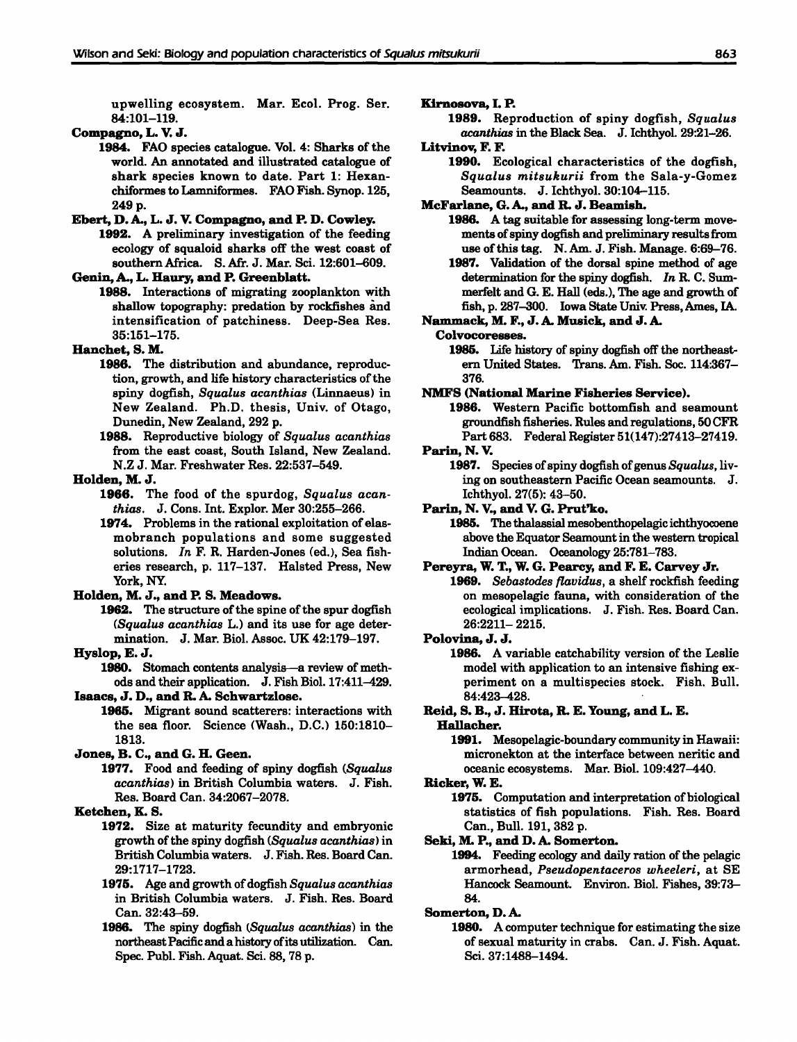upwelling ecosystem. Mar. Ecol. Prog. Ser. 84:101–119.

**Compagno, L. V. J.**

**1984.** FAO species catalogue. Vol. 4: Sharks of the world. An annotated and illustrated catalogue of shark species known to date. Part 1: Hexanchiformes to Lamniformes. FAO Fish. Synop. 125, 249 p.

**Ebert, D. A., L. J. V. Compagno, and P. D. Cowley.**

**1992.** A preliminary investigation of the feeding ecology of squaloid sharks off the west coast of southern Africa. S. Afr. J. Mar. Sci. 12:601–609.

**Genin, A., L. Haury, and P. Greenblatt.**

**1988.** Interactions of migrating zooplankton with shallow topography: predation by rockfishes and intensification of patchiness. Deep-Sea Res. 35:151–175.

**Hanchet, S. M.**

**1986.** The distribution and abundance, reproduction, growth, and life history characteristics of the spiny dogfish, *Squalus acanthias* (Linnaeus) in New Zealand. Ph.D. thesis, Univ. of Otago, Dunedin, New Zealand, 292 p.

**1988.** Reproductive biology of *Squalus acanthias* from the east coast, South Island, New Zealand. N.Z J. Mar. Freshwater Res. 22:537–549.

**Holden, M. J.**

**1966.** The food of the spurdog, *Squalus acanthias*. J. Cons. Int. Explor. Mer 30:255–266.

**1974.** Problems in the rational exploitation of elasmobranch populations and some suggested solutions. *In* F. R. Harden-Jones (ed.), Sea fisheries research, p. 117–137. Halsted Press, New York, NY.

**Holden, M. J., and P. S. Meadows.**

**1962.** The structure of the spine of the spur dogfish (*Squalus acanthias* L.) and its use for age determination. J. Mar. Biol. Assoc. UK 42:179–197.

**Hyslop, E. J.**

**1980.** Stomach contents analysis—a review of methods and their application. J. Fish Biol. 17:411–429.

**Isaacs, J. D., and R. A. Schwartzlose.**

**1965.** Migrant sound scatterers: interactions with the sea floor. Science (Wash., D.C.) 150:1810–1813.

**Jones, B. C., and G. H. Geen.**

**1977.** Food and feeding of spiny dogfish (*Squalus acanthias*) in British Columbia waters. J. Fish. Res. Board Can. 34:2067–2078.

**Ketchen, K. S.**

**1972.** Size at maturity fecundity and embryonic growth of the spiny dogfish (*Squalus acanthias*) in British Columbia waters. J. Fish. Res. Board Can. 29:1717–1723.

**1975.** Age and growth of dogfish *Squalus acanthias* in British Columbia waters. J. Fish. Res. Board Can. 32:43–59.

**1986.** The spiny dogfish (*Squalus acanthias*) in the northeast Pacific and a history of its utilization. Can. Spec. Publ. Fish. Aquat. Sci. 88, 78 p.

**Kirnosova, I. P.**

**1989.** Reproduction of spiny dogfish, *Squalus acanthias* in the Black Sea. J. Ichthyol. 29:21–26.

**Litvinov, F. F.**

**1990.** Ecological characteristics of the dogfish, *Squalus mitsukurii* from the Sala-y-Gomez Seamounts. J. Ichthyol. 30:104–115.

**McFarlane, G. A., and R. J. Beamish.**

**1986.** A tag suitable for assessing long-term movements of spiny dogfish and preliminary results from use of this tag. N. Am. J. Fish. Manage. 6:69–76.

**1987.** Validation of the dorsal spine method of age determination for the spiny dogfish. *In* R. C. Summerfelt and G. E. Hall (eds.), The age and growth of fish, p. 287–300. Iowa State Univ. Press, Ames, IA.

**Nammack, M. F., J. A. Musick, and J. A. Colvocoresses.**

**1985.** Life history of spiny dogfish off the northeastern United States. Trans. Am. Fish. Soc. 114:367–376.

**NMFS (National Marine Fisheries Service).**

**1986.** Western Pacific bottomfish and seamount groundfish fisheries. Rules and regulations, 50 CFR Part 683. Federal Register 51(147):27413–27419.

**Parin, N. V.**

**1987.** Species of spiny dogfish of genus *Squalus*, living on southeastern Pacific Ocean seamounts. J. Ichthyol. 27(5): 43–50.

**Parin, N. V., and V. G. Prut'ko.**

**1985.** The thalassial mesobenthopelagic ichthyocoene above the Equator Seamount in the western tropical Indian Ocean. Oceanology 25:781–783.

**Pereyra, W. T., W. G. Pearcy, and F. E. Carvey Jr.**

**1969.** *Sebastodes flavidus*, a shelf rockfish feeding on mesopelagic fauna, with consideration of the ecological implications. J. Fish. Res. Board Can. 26:2211– 2215.

**Polovina, J. J.**

**1986.** A variable catchability version of the Leslie model with application to an intensive fishing experiment on a multispecies stock. Fish. Bull. 84:423–428.

**Reid, S. B., J. Hirota, R. E. Young, and L. E. Hallacher.**

**1991.** Mesopelagic-boundary community in Hawaii: micronekton at the interface between neritic and oceanic ecosystems. Mar. Biol. 109:427–440.

**Ricker, W. E.**

**1975.** Computation and interpretation of biological statistics of fish populations. Fish. Res. Board Can., Bull. 191, 382 p.

**Seki, M. P., and D. A. Somerton.**

**1994.** Feeding ecology and daily ration of the pelagic armorhead, *Pseudopentaceros wheeleri*, at SE Hancock Seamount. Environ. Biol. Fishes, 39:73–84.

**Somerton, D. A.**

**1980.** A computer technique for estimating the size of sexual maturity in crabs. Can. J. Fish. Aquat. Sci. 37:1488–1494.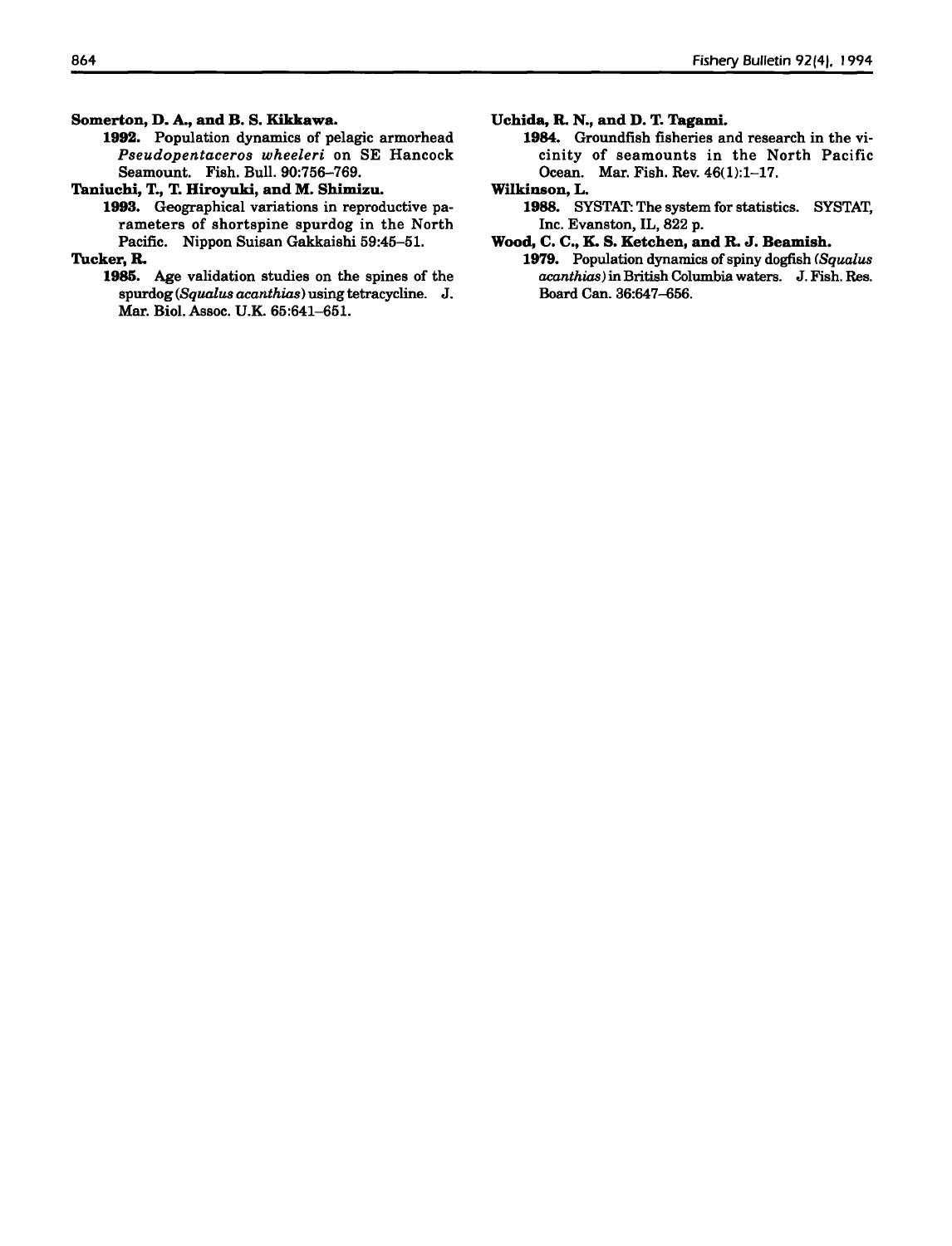**Somerton, D. A., and B. S. Kikkawa.**
  **1992.** Population dynamics of pelagic armorhead *Pseudopentaceros wheeleri* on SE Hancock Seamount. Fish. Bull. 90:756–769.

**Taniuchi, T., T. Hiroyuki, and M. Shimizu.**
  **1993.** Geographical variations in reproductive parameters of shortspine spurdog in the North Pacific. Nippon Suisan Gakkaishi 59:45–51.

**Tucker, R.**
  **1985.** Age validation studies on the spines of the spurdog (*Squalus acanthias*) using tetracycline. J. Mar. Biol. Assoc. U.K. 65:641–651.

**Uchida, R. N., and D. T. Tagami.**
  **1984.** Groundfish fisheries and research in the vicinity of seamounts in the North Pacific Ocean. Mar. Fish. Rev. 46(1):1–17.

**Wilkinson, L.**
  **1988.** SYSTAT: The system for statistics. SYSTAT, Inc. Evanston, IL, 822 p.

**Wood, C. C., K. S. Ketchen, and R. J. Beamish.**
  **1979.** Population dynamics of spiny dogfish (*Squalus acanthias*) in British Columbia waters. J. Fish. Res. Board Can. 36:647–656.